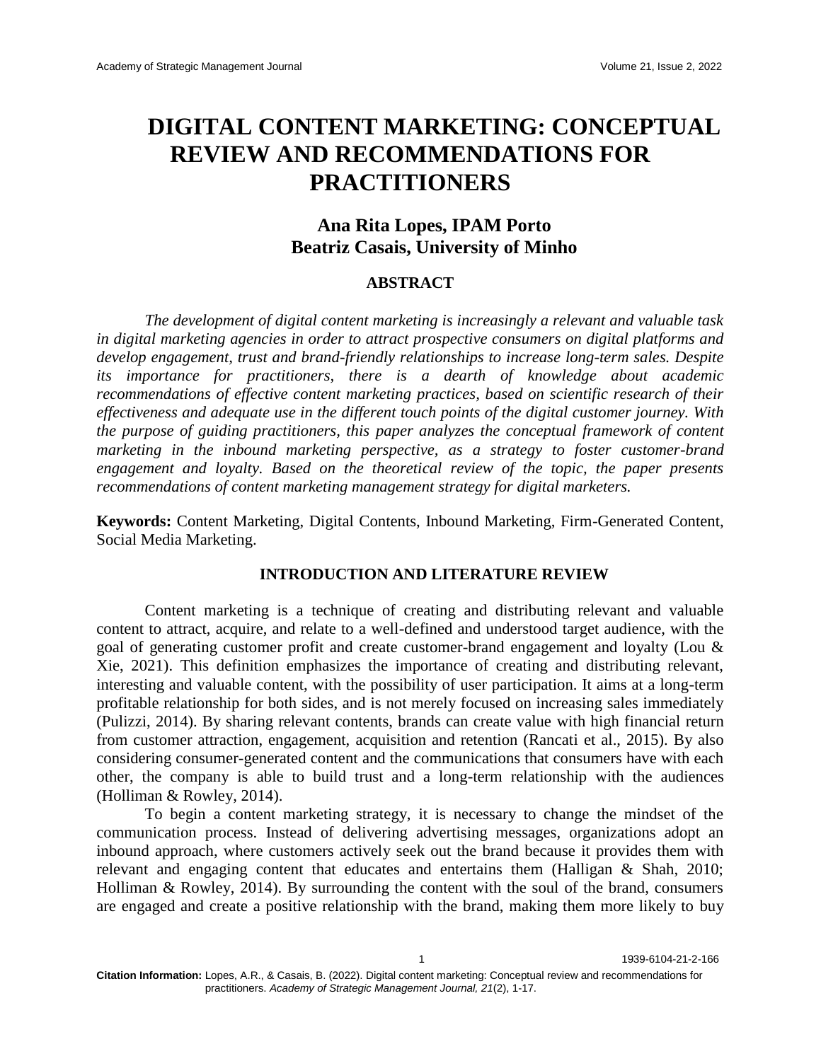# DIGITAL CONTENT MARKETING: CONCEPTUAL REVIEW AND RECOMMENDATIONS FOR PRACTITIONERS

**Ana Rita Lopes, IPAM Porto**
**Beatriz Casais, University of Minho**

## ABSTRACT

*The development of digital content marketing is increasingly a relevant and valuable task in digital marketing agencies in order to attract prospective consumers on digital platforms and develop engagement, trust and brand-friendly relationships to increase long-term sales. Despite its importance for practitioners, there is a dearth of knowledge about academic recommendations of effective content marketing practices, based on scientific research of their effectiveness and adequate use in the different touch points of the digital customer journey. With the purpose of guiding practitioners, this paper analyzes the conceptual framework of content marketing in the inbound marketing perspective, as a strategy to foster customer-brand engagement and loyalty. Based on the theoretical review of the topic, the paper presents recommendations of content marketing management strategy for digital marketers.*

**Keywords:** Content Marketing, Digital Contents, Inbound Marketing, Firm-Generated Content, Social Media Marketing.

## INTRODUCTION AND LITERATURE REVIEW

Content marketing is a technique of creating and distributing relevant and valuable content to attract, acquire, and relate to a well-defined and understood target audience, with the goal of generating customer profit and create customer-brand engagement and loyalty (Lou & Xie, 2021). This definition emphasizes the importance of creating and distributing relevant, interesting and valuable content, with the possibility of user participation. It aims at a long-term profitable relationship for both sides, and is not merely focused on increasing sales immediately (Pulizzi, 2014). By sharing relevant contents, brands can create value with high financial return from customer attraction, engagement, acquisition and retention (Rancati et al., 2015). By also considering consumer-generated content and the communications that consumers have with each other, the company is able to build trust and a long-term relationship with the audiences (Holliman & Rowley, 2014).

To begin a content marketing strategy, it is necessary to change the mindset of the communication process. Instead of delivering advertising messages, organizations adopt an inbound approach, where customers actively seek out the brand because it provides them with relevant and engaging content that educates and entertains them (Halligan & Shah, 2010; Holliman & Rowley, 2014). By surrounding the content with the soul of the brand, consumers are engaged and create a positive relationship with the brand, making them more likely to buy

**Citation Information:** Lopes, A.R., & Casais, B. (2022). Digital content marketing: Conceptual review and recommendations for practitioners. *Academy of Strategic Management Journal, 21*(2), 1-17.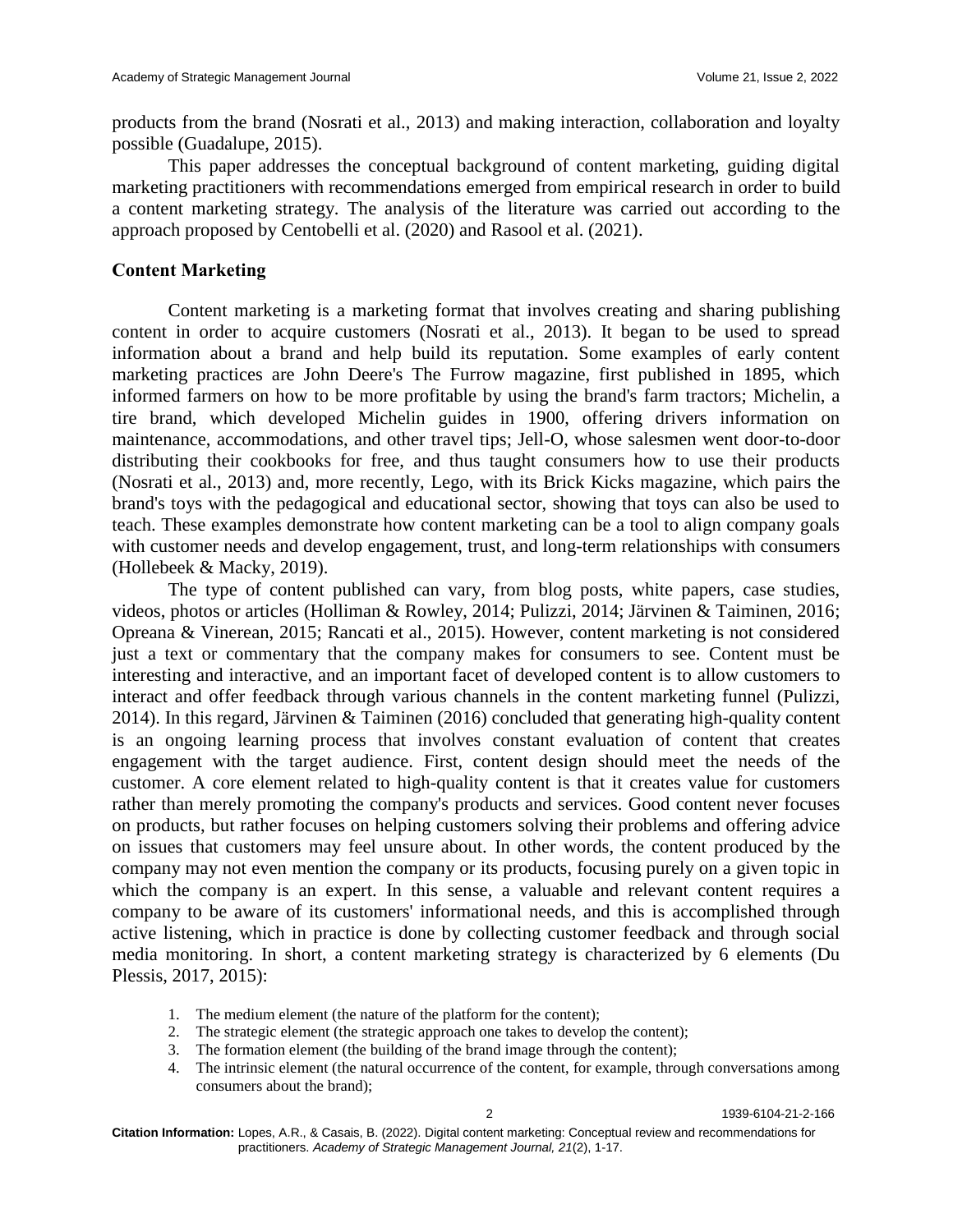products from the brand (Nosrati et al., 2013) and making interaction, collaboration and loyalty possible (Guadalupe, 2015).

This paper addresses the conceptual background of content marketing, guiding digital marketing practitioners with recommendations emerged from empirical research in order to build a content marketing strategy. The analysis of the literature was carried out according to the approach proposed by Centobelli et al. (2020) and Rasool et al. (2021).

## Content Marketing

Content marketing is a marketing format that involves creating and sharing publishing content in order to acquire customers (Nosrati et al., 2013). It began to be used to spread information about a brand and help build its reputation. Some examples of early content marketing practices are John Deere's The Furrow magazine, first published in 1895, which informed farmers on how to be more profitable by using the brand's farm tractors; Michelin, a tire brand, which developed Michelin guides in 1900, offering drivers information on maintenance, accommodations, and other travel tips; Jell-O, whose salesmen went door-to-door distributing their cookbooks for free, and thus taught consumers how to use their products (Nosrati et al., 2013) and, more recently, Lego, with its Brick Kicks magazine, which pairs the brand's toys with the pedagogical and educational sector, showing that toys can also be used to teach. These examples demonstrate how content marketing can be a tool to align company goals with customer needs and develop engagement, trust, and long-term relationships with consumers (Hollebeek & Macky, 2019).

The type of content published can vary, from blog posts, white papers, case studies, videos, photos or articles (Holliman & Rowley, 2014; Pulizzi, 2014; Järvinen & Taiminen, 2016; Opreana & Vinerean, 2015; Rancati et al., 2015). However, content marketing is not considered just a text or commentary that the company makes for consumers to see. Content must be interesting and interactive, and an important facet of developed content is to allow customers to interact and offer feedback through various channels in the content marketing funnel (Pulizzi, 2014). In this regard, Järvinen & Taiminen (2016) concluded that generating high-quality content is an ongoing learning process that involves constant evaluation of content that creates engagement with the target audience. First, content design should meet the needs of the customer. A core element related to high-quality content is that it creates value for customers rather than merely promoting the company's products and services. Good content never focuses on products, but rather focuses on helping customers solving their problems and offering advice on issues that customers may feel unsure about. In other words, the content produced by the company may not even mention the company or its products, focusing purely on a given topic in which the company is an expert. In this sense, a valuable and relevant content requires a company to be aware of its customers' informational needs, and this is accomplished through active listening, which in practice is done by collecting customer feedback and through social media monitoring. In short, a content marketing strategy is characterized by 6 elements (Du Plessis, 2017, 2015):

1. The medium element (the nature of the platform for the content);
2. The strategic element (the strategic approach one takes to develop the content);
3. The formation element (the building of the brand image through the content);
4. The intrinsic element (the natural occurrence of the content, for example, through conversations among consumers about the brand);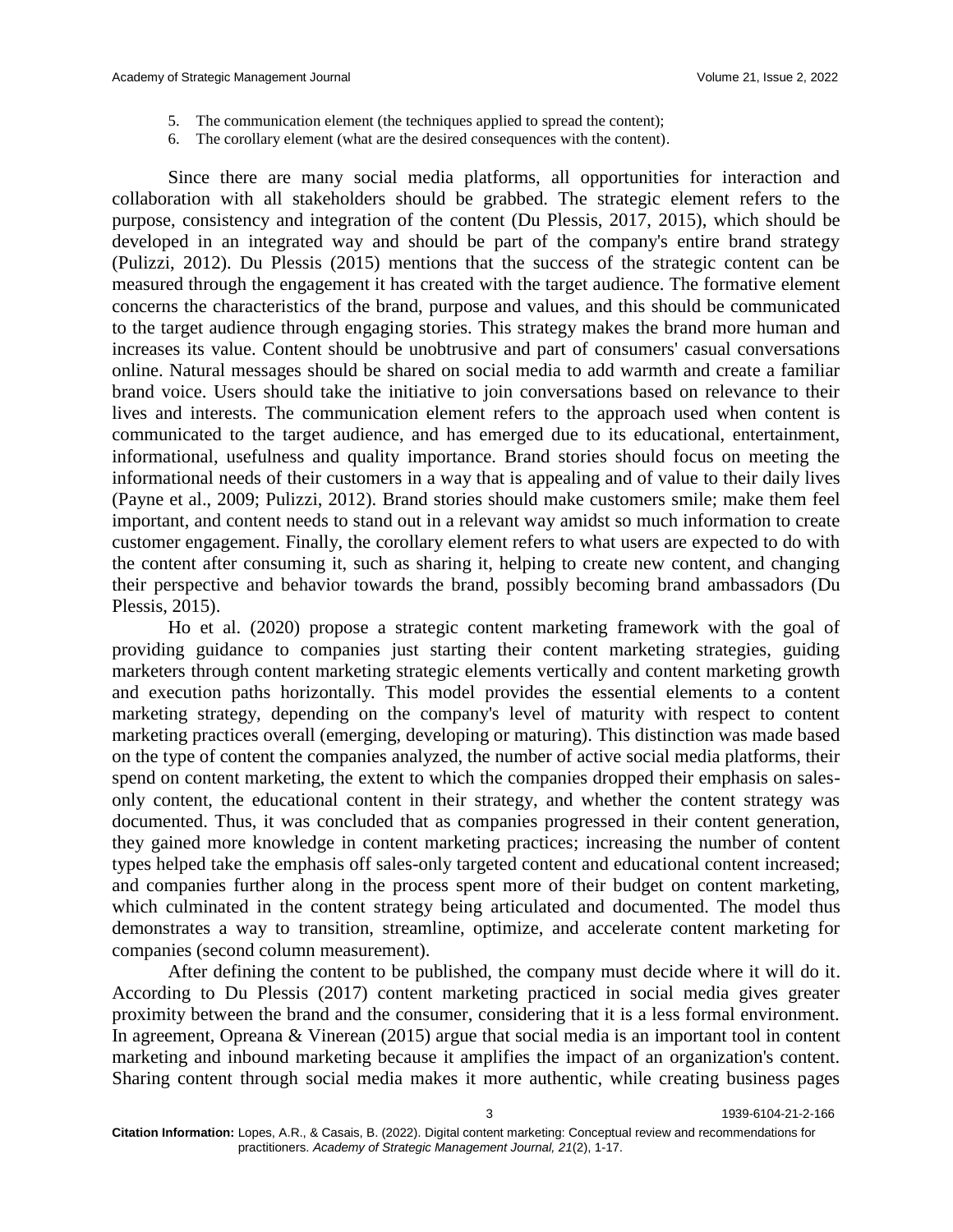5. The communication element (the techniques applied to spread the content);
6. The corollary element (what are the desired consequences with the content).

Since there are many social media platforms, all opportunities for interaction and collaboration with all stakeholders should be grabbed. The strategic element refers to the purpose, consistency and integration of the content (Du Plessis, 2017, 2015), which should be developed in an integrated way and should be part of the company's entire brand strategy (Pulizzi, 2012). Du Plessis (2015) mentions that the success of the strategic content can be measured through the engagement it has created with the target audience. The formative element concerns the characteristics of the brand, purpose and values, and this should be communicated to the target audience through engaging stories. This strategy makes the brand more human and increases its value. Content should be unobtrusive and part of consumers' casual conversations online. Natural messages should be shared on social media to add warmth and create a familiar brand voice. Users should take the initiative to join conversations based on relevance to their lives and interests. The communication element refers to the approach used when content is communicated to the target audience, and has emerged due to its educational, entertainment, informational, usefulness and quality importance. Brand stories should focus on meeting the informational needs of their customers in a way that is appealing and of value to their daily lives (Payne et al., 2009; Pulizzi, 2012). Brand stories should make customers smile; make them feel important, and content needs to stand out in a relevant way amidst so much information to create customer engagement. Finally, the corollary element refers to what users are expected to do with the content after consuming it, such as sharing it, helping to create new content, and changing their perspective and behavior towards the brand, possibly becoming brand ambassadors (Du Plessis, 2015).

Ho et al. (2020) propose a strategic content marketing framework with the goal of providing guidance to companies just starting their content marketing strategies, guiding marketers through content marketing strategic elements vertically and content marketing growth and execution paths horizontally. This model provides the essential elements to a content marketing strategy, depending on the company's level of maturity with respect to content marketing practices overall (emerging, developing or maturing). This distinction was made based on the type of content the companies analyzed, the number of active social media platforms, their spend on content marketing, the extent to which the companies dropped their emphasis on sales-only content, the educational content in their strategy, and whether the content strategy was documented. Thus, it was concluded that as companies progressed in their content generation, they gained more knowledge in content marketing practices; increasing the number of content types helped take the emphasis off sales-only targeted content and educational content increased; and companies further along in the process spent more of their budget on content marketing, which culminated in the content strategy being articulated and documented. The model thus demonstrates a way to transition, streamline, optimize, and accelerate content marketing for companies (second column measurement).

After defining the content to be published, the company must decide where it will do it. According to Du Plessis (2017) content marketing practiced in social media gives greater proximity between the brand and the consumer, considering that it is a less formal environment. In agreement, Opreana & Vinerean (2015) argue that social media is an important tool in content marketing and inbound marketing because it amplifies the impact of an organization's content. Sharing content through social media makes it more authentic, while creating business pages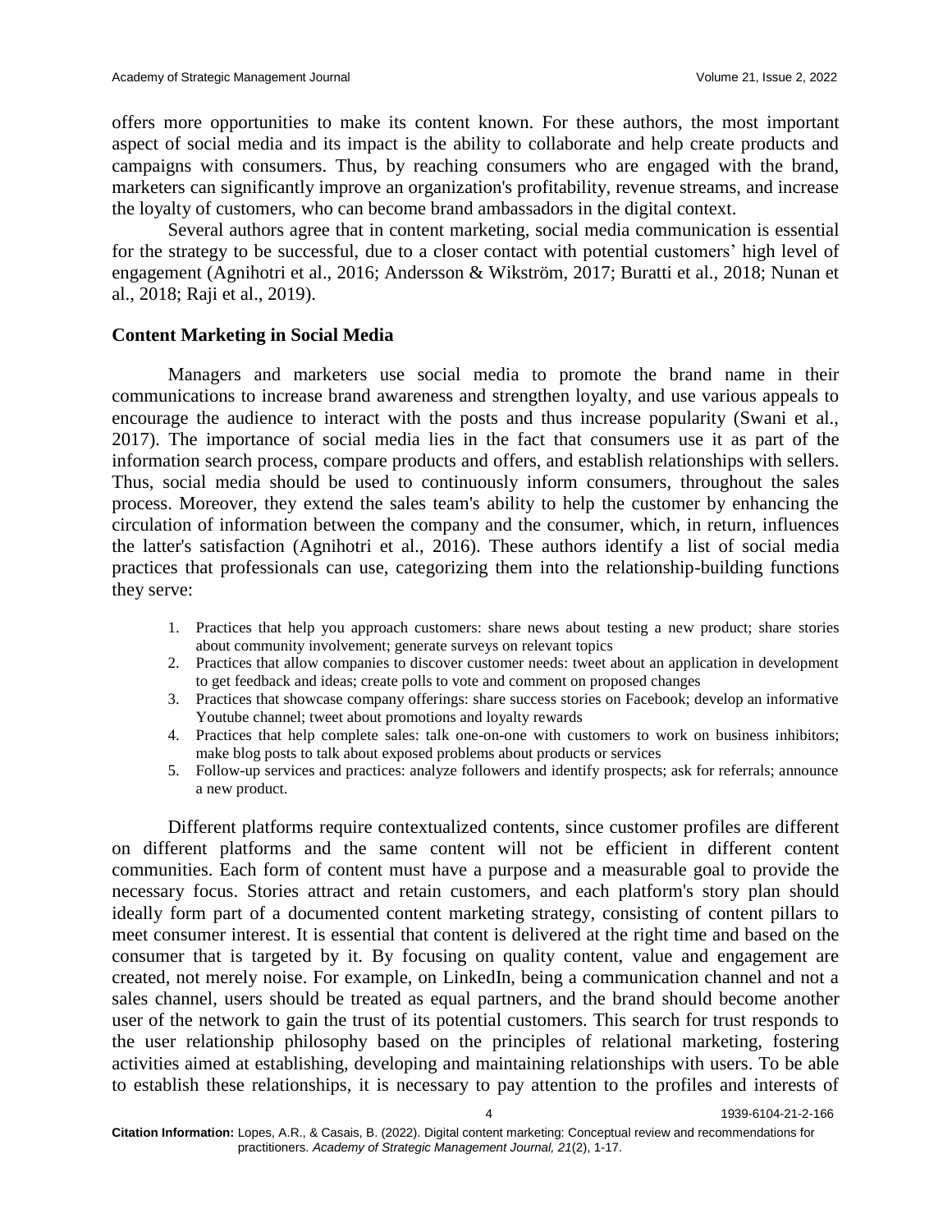offers more opportunities to make its content known. For these authors, the most important aspect of social media and its impact is the ability to collaborate and help create products and campaigns with consumers. Thus, by reaching consumers who are engaged with the brand, marketers can significantly improve an organization's profitability, revenue streams, and increase the loyalty of customers, who can become brand ambassadors in the digital context.

Several authors agree that in content marketing, social media communication is essential for the strategy to be successful, due to a closer contact with potential customers' high level of engagement (Agnihotri et al., 2016; Andersson & Wikström, 2017; Buratti et al., 2018; Nunan et al., 2018; Raji et al., 2019).

### Content Marketing in Social Media

Managers and marketers use social media to promote the brand name in their communications to increase brand awareness and strengthen loyalty, and use various appeals to encourage the audience to interact with the posts and thus increase popularity (Swani et al., 2017). The importance of social media lies in the fact that consumers use it as part of the information search process, compare products and offers, and establish relationships with sellers. Thus, social media should be used to continuously inform consumers, throughout the sales process. Moreover, they extend the sales team's ability to help the customer by enhancing the circulation of information between the company and the consumer, which, in return, influences the latter's satisfaction (Agnihotri et al., 2016). These authors identify a list of social media practices that professionals can use, categorizing them into the relationship-building functions they serve:

1. Practices that help you approach customers: share news about testing a new product; share stories about community involvement; generate surveys on relevant topics
2. Practices that allow companies to discover customer needs: tweet about an application in development to get feedback and ideas; create polls to vote and comment on proposed changes
3. Practices that showcase company offerings: share success stories on Facebook; develop an informative Youtube channel; tweet about promotions and loyalty rewards
4. Practices that help complete sales: talk one-on-one with customers to work on business inhibitors; make blog posts to talk about exposed problems about products or services
5. Follow-up services and practices: analyze followers and identify prospects; ask for referrals; announce a new product.

Different platforms require contextualized contents, since customer profiles are different on different platforms and the same content will not be efficient in different content communities. Each form of content must have a purpose and a measurable goal to provide the necessary focus. Stories attract and retain customers, and each platform's story plan should ideally form part of a documented content marketing strategy, consisting of content pillars to meet consumer interest. It is essential that content is delivered at the right time and based on the consumer that is targeted by it. By focusing on quality content, value and engagement are created, not merely noise. For example, on LinkedIn, being a communication channel and not a sales channel, users should be treated as equal partners, and the brand should become another user of the network to gain the trust of its potential customers. This search for trust responds to the user relationship philosophy based on the principles of relational marketing, fostering activities aimed at establishing, developing and maintaining relationships with users. To be able to establish these relationships, it is necessary to pay attention to the profiles and interests of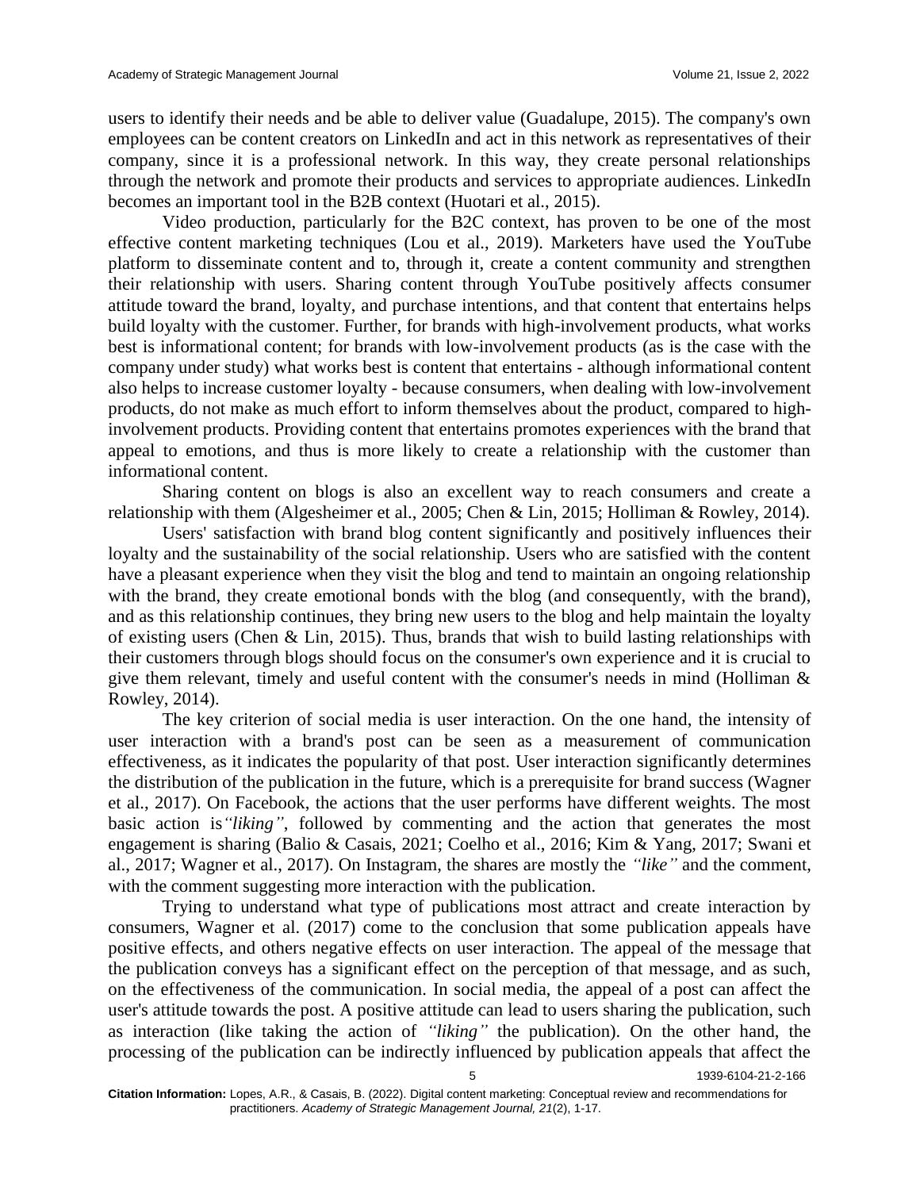users to identify their needs and be able to deliver value (Guadalupe, 2015). The company's own employees can be content creators on LinkedIn and act in this network as representatives of their company, since it is a professional network. In this way, they create personal relationships through the network and promote their products and services to appropriate audiences. LinkedIn becomes an important tool in the B2B context (Huotari et al., 2015).

Video production, particularly for the B2C context, has proven to be one of the most effective content marketing techniques (Lou et al., 2019). Marketers have used the YouTube platform to disseminate content and to, through it, create a content community and strengthen their relationship with users. Sharing content through YouTube positively affects consumer attitude toward the brand, loyalty, and purchase intentions, and that content that entertains helps build loyalty with the customer. Further, for brands with high-involvement products, what works best is informational content; for brands with low-involvement products (as is the case with the company under study) what works best is content that entertains - although informational content also helps to increase customer loyalty - because consumers, when dealing with low-involvement products, do not make as much effort to inform themselves about the product, compared to high-involvement products. Providing content that entertains promotes experiences with the brand that appeal to emotions, and thus is more likely to create a relationship with the customer than informational content.

Sharing content on blogs is also an excellent way to reach consumers and create a relationship with them (Algesheimer et al., 2005; Chen & Lin, 2015; Holliman & Rowley, 2014).

Users' satisfaction with brand blog content significantly and positively influences their loyalty and the sustainability of the social relationship. Users who are satisfied with the content have a pleasant experience when they visit the blog and tend to maintain an ongoing relationship with the brand, they create emotional bonds with the blog (and consequently, with the brand), and as this relationship continues, they bring new users to the blog and help maintain the loyalty of existing users (Chen & Lin, 2015). Thus, brands that wish to build lasting relationships with their customers through blogs should focus on the consumer's own experience and it is crucial to give them relevant, timely and useful content with the consumer's needs in mind (Holliman & Rowley, 2014).

The key criterion of social media is user interaction. On the one hand, the intensity of user interaction with a brand's post can be seen as a measurement of communication effectiveness, as it indicates the popularity of that post. User interaction significantly determines the distribution of the publication in the future, which is a prerequisite for brand success (Wagner et al., 2017). On Facebook, the actions that the user performs have different weights. The most basic action is *"liking"*, followed by commenting and the action that generates the most engagement is sharing (Balio & Casais, 2021; Coelho et al., 2016; Kim & Yang, 2017; Swani et al., 2017; Wagner et al., 2017). On Instagram, the shares are mostly the *"like"* and the comment, with the comment suggesting more interaction with the publication.

Trying to understand what type of publications most attract and create interaction by consumers, Wagner et al. (2017) come to the conclusion that some publication appeals have positive effects, and others negative effects on user interaction. The appeal of the message that the publication conveys has a significant effect on the perception of that message, and as such, on the effectiveness of the communication. In social media, the appeal of a post can affect the user's attitude towards the post. A positive attitude can lead to users sharing the publication, such as interaction (like taking the action of *"liking"* the publication). On the other hand, the processing of the publication can be indirectly influenced by publication appeals that affect the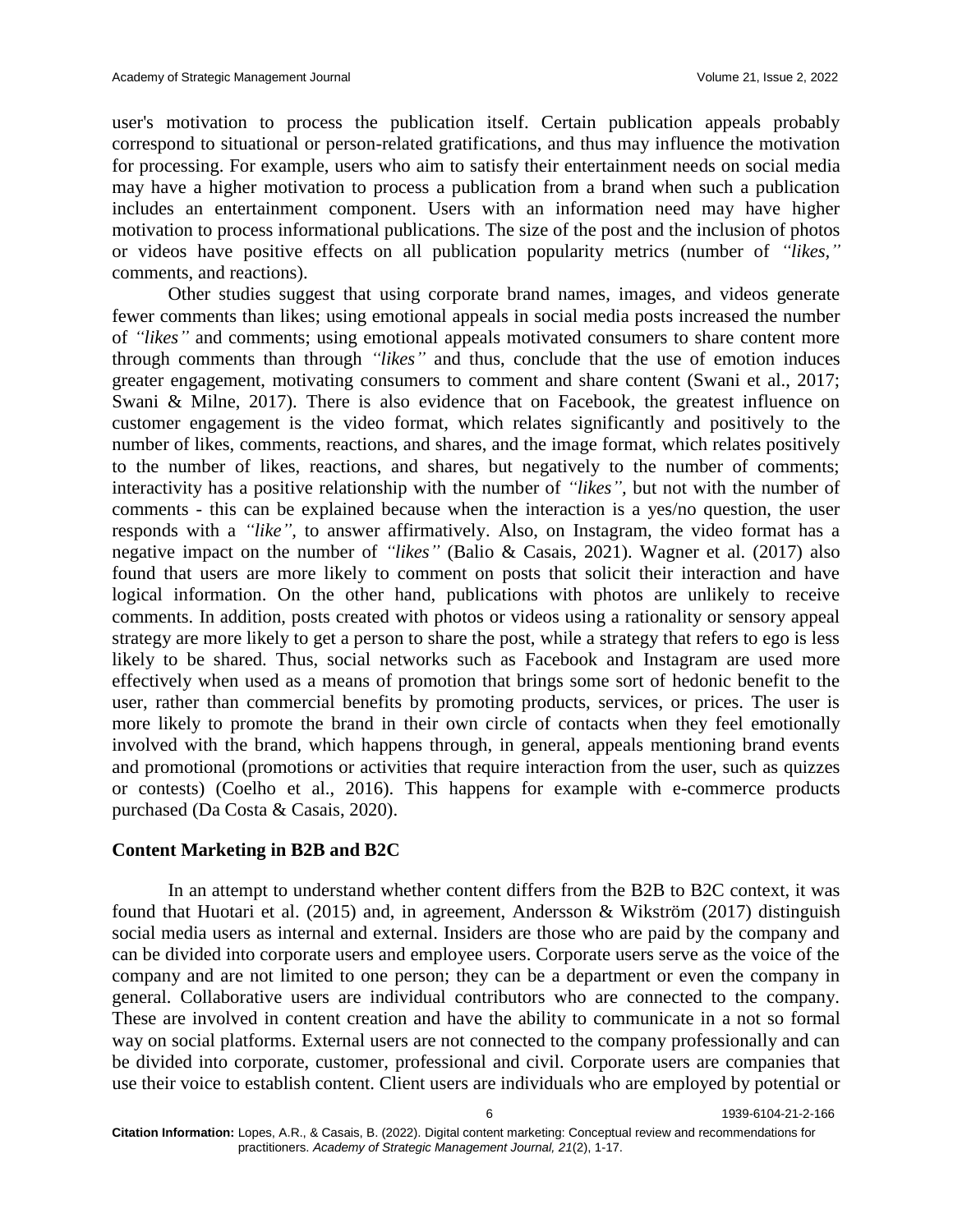user's motivation to process the publication itself. Certain publication appeals probably correspond to situational or person-related gratifications, and thus may influence the motivation for processing. For example, users who aim to satisfy their entertainment needs on social media may have a higher motivation to process a publication from a brand when such a publication includes an entertainment component. Users with an information need may have higher motivation to process informational publications. The size of the post and the inclusion of photos or videos have positive effects on all publication popularity metrics (number of *"likes,"* comments, and reactions).

Other studies suggest that using corporate brand names, images, and videos generate fewer comments than likes; using emotional appeals in social media posts increased the number of *"likes"* and comments; using emotional appeals motivated consumers to share content more through comments than through *"likes"* and thus, conclude that the use of emotion induces greater engagement, motivating consumers to comment and share content (Swani et al., 2017; Swani & Milne, 2017). There is also evidence that on Facebook, the greatest influence on customer engagement is the video format, which relates significantly and positively to the number of likes, comments, reactions, and shares, and the image format, which relates positively to the number of likes, reactions, and shares, but negatively to the number of comments; interactivity has a positive relationship with the number of *"likes"*, but not with the number of comments - this can be explained because when the interaction is a yes/no question, the user responds with a *"like"*, to answer affirmatively. Also, on Instagram, the video format has a negative impact on the number of *"likes"* (Balio & Casais, 2021). Wagner et al. (2017) also found that users are more likely to comment on posts that solicit their interaction and have logical information. On the other hand, publications with photos are unlikely to receive comments. In addition, posts created with photos or videos using a rationality or sensory appeal strategy are more likely to get a person to share the post, while a strategy that refers to ego is less likely to be shared. Thus, social networks such as Facebook and Instagram are used more effectively when used as a means of promotion that brings some sort of hedonic benefit to the user, rather than commercial benefits by promoting products, services, or prices. The user is more likely to promote the brand in their own circle of contacts when they feel emotionally involved with the brand, which happens through, in general, appeals mentioning brand events and promotional (promotions or activities that require interaction from the user, such as quizzes or contests) (Coelho et al., 2016). This happens for example with e-commerce products purchased (Da Costa & Casais, 2020).

## Content Marketing in B2B and B2C

In an attempt to understand whether content differs from the B2B to B2C context, it was found that Huotari et al. (2015) and, in agreement, Andersson & Wikström (2017) distinguish social media users as internal and external. Insiders are those who are paid by the company and can be divided into corporate users and employee users. Corporate users serve as the voice of the company and are not limited to one person; they can be a department or even the company in general. Collaborative users are individual contributors who are connected to the company. These are involved in content creation and have the ability to communicate in a not so formal way on social platforms. External users are not connected to the company professionally and can be divided into corporate, customer, professional and civil. Corporate users are companies that use their voice to establish content. Client users are individuals who are employed by potential or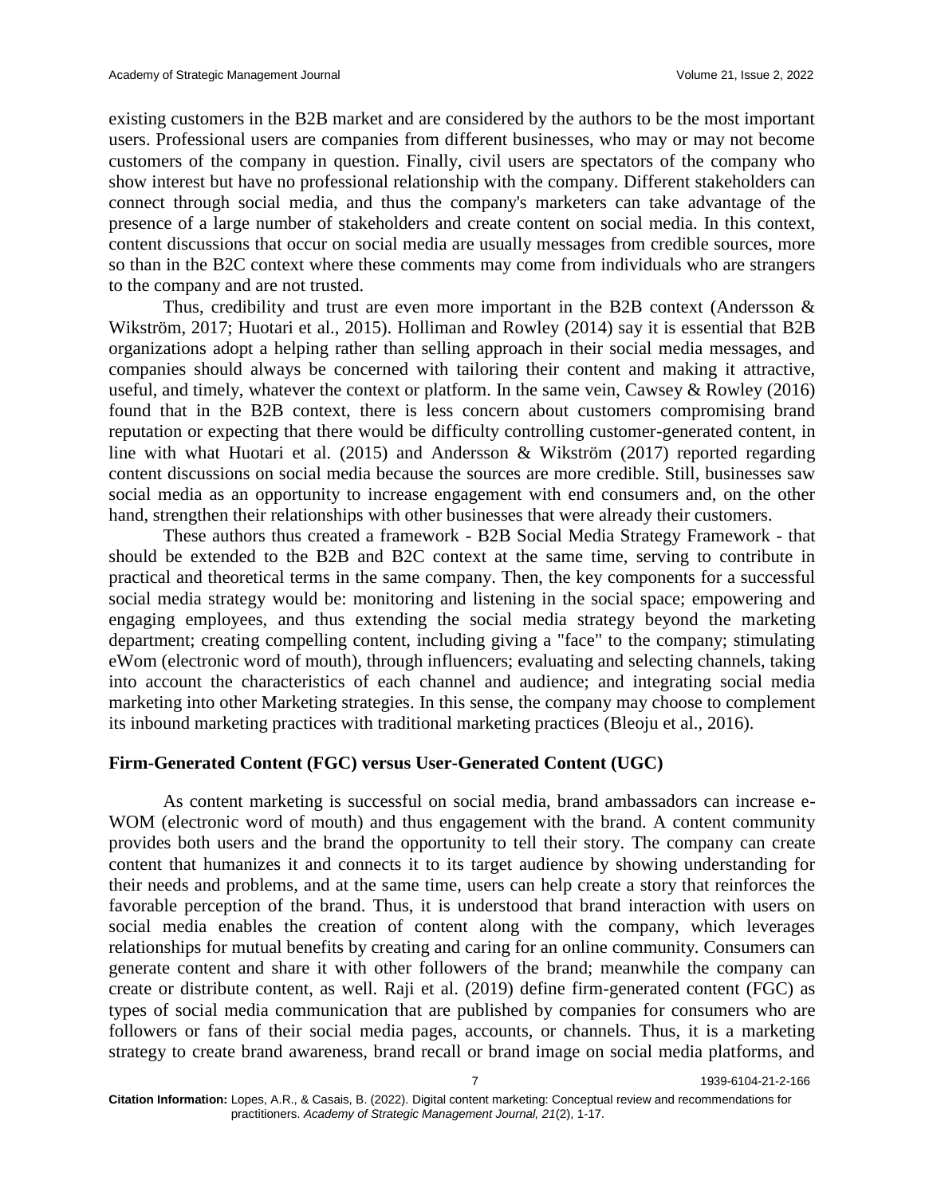existing customers in the B2B market and are considered by the authors to be the most important users. Professional users are companies from different businesses, who may or may not become customers of the company in question. Finally, civil users are spectators of the company who show interest but have no professional relationship with the company. Different stakeholders can connect through social media, and thus the company's marketers can take advantage of the presence of a large number of stakeholders and create content on social media. In this context, content discussions that occur on social media are usually messages from credible sources, more so than in the B2C context where these comments may come from individuals who are strangers to the company and are not trusted.

Thus, credibility and trust are even more important in the B2B context (Andersson & Wikström, 2017; Huotari et al., 2015). Holliman and Rowley (2014) say it is essential that B2B organizations adopt a helping rather than selling approach in their social media messages, and companies should always be concerned with tailoring their content and making it attractive, useful, and timely, whatever the context or platform. In the same vein, Cawsey & Rowley (2016) found that in the B2B context, there is less concern about customers compromising brand reputation or expecting that there would be difficulty controlling customer-generated content, in line with what Huotari et al. (2015) and Andersson & Wikström (2017) reported regarding content discussions on social media because the sources are more credible. Still, businesses saw social media as an opportunity to increase engagement with end consumers and, on the other hand, strengthen their relationships with other businesses that were already their customers.

These authors thus created a framework - B2B Social Media Strategy Framework - that should be extended to the B2B and B2C context at the same time, serving to contribute in practical and theoretical terms in the same company. Then, the key components for a successful social media strategy would be: monitoring and listening in the social space; empowering and engaging employees, and thus extending the social media strategy beyond the marketing department; creating compelling content, including giving a "face" to the company; stimulating eWom (electronic word of mouth), through influencers; evaluating and selecting channels, taking into account the characteristics of each channel and audience; and integrating social media marketing into other Marketing strategies. In this sense, the company may choose to complement its inbound marketing practices with traditional marketing practices (Bleoju et al., 2016).

## Firm-Generated Content (FGC) versus User-Generated Content (UGC)

As content marketing is successful on social media, brand ambassadors can increase e-WOM (electronic word of mouth) and thus engagement with the brand. A content community provides both users and the brand the opportunity to tell their story. The company can create content that humanizes it and connects it to its target audience by showing understanding for their needs and problems, and at the same time, users can help create a story that reinforces the favorable perception of the brand. Thus, it is understood that brand interaction with users on social media enables the creation of content along with the company, which leverages relationships for mutual benefits by creating and caring for an online community. Consumers can generate content and share it with other followers of the brand; meanwhile the company can create or distribute content, as well. Raji et al. (2019) define firm-generated content (FGC) as types of social media communication that are published by companies for consumers who are followers or fans of their social media pages, accounts, or channels. Thus, it is a marketing strategy to create brand awareness, brand recall or brand image on social media platforms, and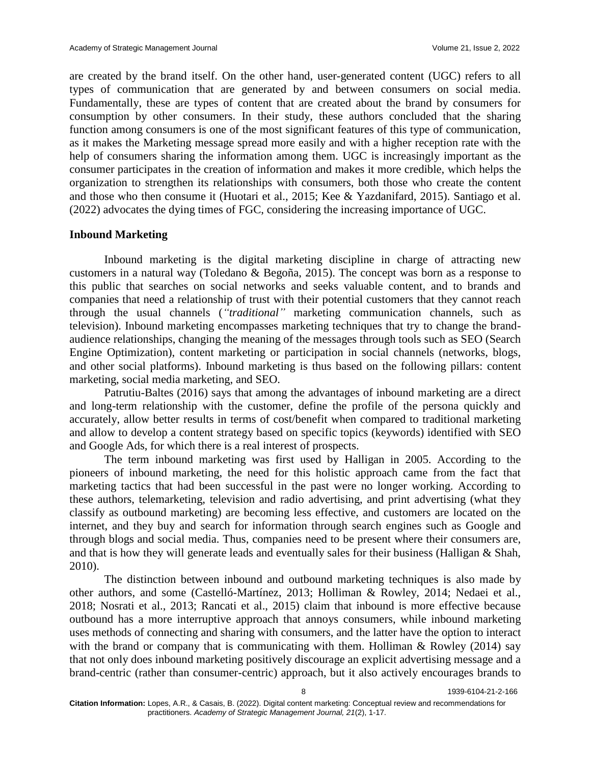are created by the brand itself. On the other hand, user-generated content (UGC) refers to all types of communication that are generated by and between consumers on social media. Fundamentally, these are types of content that are created about the brand by consumers for consumption by other consumers. In their study, these authors concluded that the sharing function among consumers is one of the most significant features of this type of communication, as it makes the Marketing message spread more easily and with a higher reception rate with the help of consumers sharing the information among them. UGC is increasingly important as the consumer participates in the creation of information and makes it more credible, which helps the organization to strengthen its relationships with consumers, both those who create the content and those who then consume it (Huotari et al., 2015; Kee & Yazdanifard, 2015). Santiago et al. (2022) advocates the dying times of FGC, considering the increasing importance of UGC.

## Inbound Marketing

Inbound marketing is the digital marketing discipline in charge of attracting new customers in a natural way (Toledano & Begoña, 2015). The concept was born as a response to this public that searches on social networks and seeks valuable content, and to brands and companies that need a relationship of trust with their potential customers that they cannot reach through the usual channels (*"traditional"* marketing communication channels, such as television). Inbound marketing encompasses marketing techniques that try to change the brand-audience relationships, changing the meaning of the messages through tools such as SEO (Search Engine Optimization), content marketing or participation in social channels (networks, blogs, and other social platforms). Inbound marketing is thus based on the following pillars: content marketing, social media marketing, and SEO.

Patrutiu-Baltes (2016) says that among the advantages of inbound marketing are a direct and long-term relationship with the customer, define the profile of the persona quickly and accurately, allow better results in terms of cost/benefit when compared to traditional marketing and allow to develop a content strategy based on specific topics (keywords) identified with SEO and Google Ads, for which there is a real interest of prospects.

The term inbound marketing was first used by Halligan in 2005. According to the pioneers of inbound marketing, the need for this holistic approach came from the fact that marketing tactics that had been successful in the past were no longer working. According to these authors, telemarketing, television and radio advertising, and print advertising (what they classify as outbound marketing) are becoming less effective, and customers are located on the internet, and they buy and search for information through search engines such as Google and through blogs and social media. Thus, companies need to be present where their consumers are, and that is how they will generate leads and eventually sales for their business (Halligan & Shah, 2010).

The distinction between inbound and outbound marketing techniques is also made by other authors, and some (Castelló-Martínez, 2013; Holliman & Rowley, 2014; Nedaei et al., 2018; Nosrati et al., 2013; Rancati et al., 2015) claim that inbound is more effective because outbound has a more interruptive approach that annoys consumers, while inbound marketing uses methods of connecting and sharing with consumers, and the latter have the option to interact with the brand or company that is communicating with them. Holliman & Rowley (2014) say that not only does inbound marketing positively discourage an explicit advertising message and a brand-centric (rather than consumer-centric) approach, but it also actively encourages brands to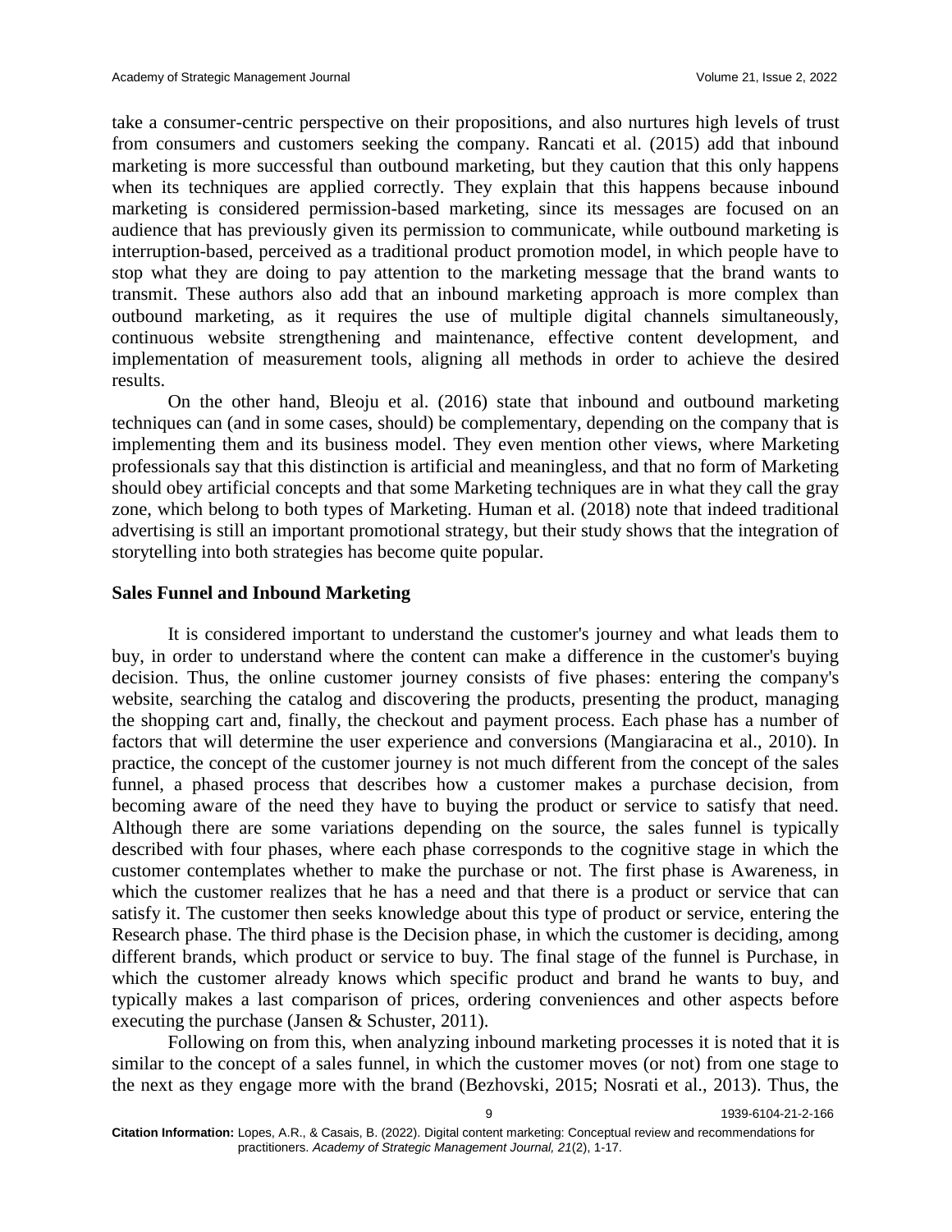take a consumer-centric perspective on their propositions, and also nurtures high levels of trust from consumers and customers seeking the company. Rancati et al. (2015) add that inbound marketing is more successful than outbound marketing, but they caution that this only happens when its techniques are applied correctly. They explain that this happens because inbound marketing is considered permission-based marketing, since its messages are focused on an audience that has previously given its permission to communicate, while outbound marketing is interruption-based, perceived as a traditional product promotion model, in which people have to stop what they are doing to pay attention to the marketing message that the brand wants to transmit. These authors also add that an inbound marketing approach is more complex than outbound marketing, as it requires the use of multiple digital channels simultaneously, continuous website strengthening and maintenance, effective content development, and implementation of measurement tools, aligning all methods in order to achieve the desired results.

On the other hand, Bleoju et al. (2016) state that inbound and outbound marketing techniques can (and in some cases, should) be complementary, depending on the company that is implementing them and its business model. They even mention other views, where Marketing professionals say that this distinction is artificial and meaningless, and that no form of Marketing should obey artificial concepts and that some Marketing techniques are in what they call the gray zone, which belong to both types of Marketing. Human et al. (2018) note that indeed traditional advertising is still an important promotional strategy, but their study shows that the integration of storytelling into both strategies has become quite popular.

## Sales Funnel and Inbound Marketing

It is considered important to understand the customer's journey and what leads them to buy, in order to understand where the content can make a difference in the customer's buying decision. Thus, the online customer journey consists of five phases: entering the company's website, searching the catalog and discovering the products, presenting the product, managing the shopping cart and, finally, the checkout and payment process. Each phase has a number of factors that will determine the user experience and conversions (Mangiaracina et al., 2010). In practice, the concept of the customer journey is not much different from the concept of the sales funnel, a phased process that describes how a customer makes a purchase decision, from becoming aware of the need they have to buying the product or service to satisfy that need. Although there are some variations depending on the source, the sales funnel is typically described with four phases, where each phase corresponds to the cognitive stage in which the customer contemplates whether to make the purchase or not. The first phase is Awareness, in which the customer realizes that he has a need and that there is a product or service that can satisfy it. The customer then seeks knowledge about this type of product or service, entering the Research phase. The third phase is the Decision phase, in which the customer is deciding, among different brands, which product or service to buy. The final stage of the funnel is Purchase, in which the customer already knows which specific product and brand he wants to buy, and typically makes a last comparison of prices, ordering conveniences and other aspects before executing the purchase (Jansen & Schuster, 2011).

Following on from this, when analyzing inbound marketing processes it is noted that it is similar to the concept of a sales funnel, in which the customer moves (or not) from one stage to the next as they engage more with the brand (Bezhovski, 2015; Nosrati et al., 2013). Thus, the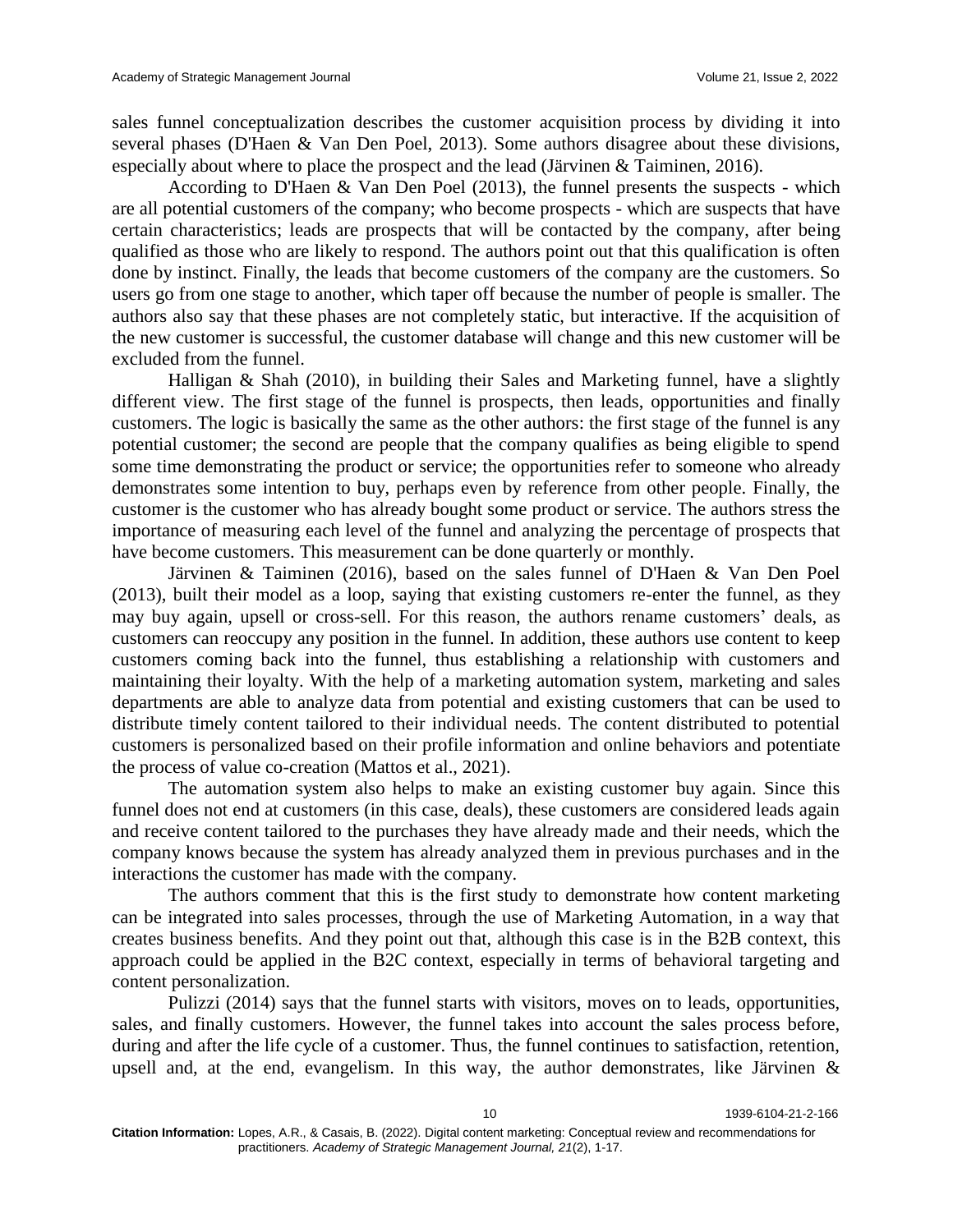sales funnel conceptualization describes the customer acquisition process by dividing it into several phases (D'Haen & Van Den Poel, 2013). Some authors disagree about these divisions, especially about where to place the prospect and the lead (Järvinen & Taiminen, 2016).

According to D'Haen & Van Den Poel (2013), the funnel presents the suspects - which are all potential customers of the company; who become prospects - which are suspects that have certain characteristics; leads are prospects that will be contacted by the company, after being qualified as those who are likely to respond. The authors point out that this qualification is often done by instinct. Finally, the leads that become customers of the company are the customers. So users go from one stage to another, which taper off because the number of people is smaller. The authors also say that these phases are not completely static, but interactive. If the acquisition of the new customer is successful, the customer database will change and this new customer will be excluded from the funnel.

Halligan & Shah (2010), in building their Sales and Marketing funnel, have a slightly different view. The first stage of the funnel is prospects, then leads, opportunities and finally customers. The logic is basically the same as the other authors: the first stage of the funnel is any potential customer; the second are people that the company qualifies as being eligible to spend some time demonstrating the product or service; the opportunities refer to someone who already demonstrates some intention to buy, perhaps even by reference from other people. Finally, the customer is the customer who has already bought some product or service. The authors stress the importance of measuring each level of the funnel and analyzing the percentage of prospects that have become customers. This measurement can be done quarterly or monthly.

Järvinen & Taiminen (2016), based on the sales funnel of D'Haen & Van Den Poel (2013), built their model as a loop, saying that existing customers re-enter the funnel, as they may buy again, upsell or cross-sell. For this reason, the authors rename customers' deals, as customers can reoccupy any position in the funnel. In addition, these authors use content to keep customers coming back into the funnel, thus establishing a relationship with customers and maintaining their loyalty. With the help of a marketing automation system, marketing and sales departments are able to analyze data from potential and existing customers that can be used to distribute timely content tailored to their individual needs. The content distributed to potential customers is personalized based on their profile information and online behaviors and potentiate the process of value co-creation (Mattos et al., 2021).

The automation system also helps to make an existing customer buy again. Since this funnel does not end at customers (in this case, deals), these customers are considered leads again and receive content tailored to the purchases they have already made and their needs, which the company knows because the system has already analyzed them in previous purchases and in the interactions the customer has made with the company.

The authors comment that this is the first study to demonstrate how content marketing can be integrated into sales processes, through the use of Marketing Automation, in a way that creates business benefits. And they point out that, although this case is in the B2B context, this approach could be applied in the B2C context, especially in terms of behavioral targeting and content personalization.

Pulizzi (2014) says that the funnel starts with visitors, moves on to leads, opportunities, sales, and finally customers. However, the funnel takes into account the sales process before, during and after the life cycle of a customer. Thus, the funnel continues to satisfaction, retention, upsell and, at the end, evangelism. In this way, the author demonstrates, like Järvinen &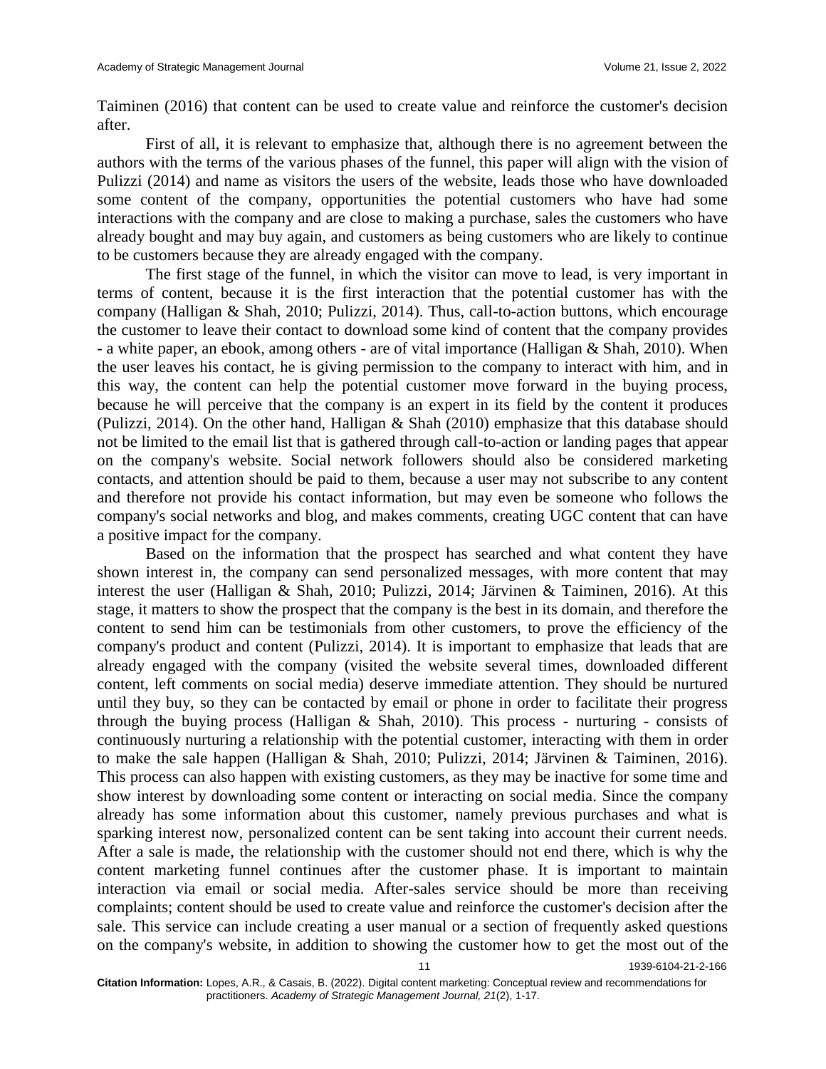Taiminen (2016) that content can be used to create value and reinforce the customer's decision after.

First of all, it is relevant to emphasize that, although there is no agreement between the authors with the terms of the various phases of the funnel, this paper will align with the vision of Pulizzi (2014) and name as visitors the users of the website, leads those who have downloaded some content of the company, opportunities the potential customers who have had some interactions with the company and are close to making a purchase, sales the customers who have already bought and may buy again, and customers as being customers who are likely to continue to be customers because they are already engaged with the company.

The first stage of the funnel, in which the visitor can move to lead, is very important in terms of content, because it is the first interaction that the potential customer has with the company (Halligan & Shah, 2010; Pulizzi, 2014). Thus, call-to-action buttons, which encourage the customer to leave their contact to download some kind of content that the company provides - a white paper, an ebook, among others - are of vital importance (Halligan & Shah, 2010). When the user leaves his contact, he is giving permission to the company to interact with him, and in this way, the content can help the potential customer move forward in the buying process, because he will perceive that the company is an expert in its field by the content it produces (Pulizzi, 2014). On the other hand, Halligan & Shah (2010) emphasize that this database should not be limited to the email list that is gathered through call-to-action or landing pages that appear on the company's website. Social network followers should also be considered marketing contacts, and attention should be paid to them, because a user may not subscribe to any content and therefore not provide his contact information, but may even be someone who follows the company's social networks and blog, and makes comments, creating UGC content that can have a positive impact for the company.

Based on the information that the prospect has searched and what content they have shown interest in, the company can send personalized messages, with more content that may interest the user (Halligan & Shah, 2010; Pulizzi, 2014; Järvinen & Taiminen, 2016). At this stage, it matters to show the prospect that the company is the best in its domain, and therefore the content to send him can be testimonials from other customers, to prove the efficiency of the company's product and content (Pulizzi, 2014). It is important to emphasize that leads that are already engaged with the company (visited the website several times, downloaded different content, left comments on social media) deserve immediate attention. They should be nurtured until they buy, so they can be contacted by email or phone in order to facilitate their progress through the buying process (Halligan & Shah, 2010). This process - nurturing - consists of continuously nurturing a relationship with the potential customer, interacting with them in order to make the sale happen (Halligan & Shah, 2010; Pulizzi, 2014; Järvinen & Taiminen, 2016). This process can also happen with existing customers, as they may be inactive for some time and show interest by downloading some content or interacting on social media. Since the company already has some information about this customer, namely previous purchases and what is sparking interest now, personalized content can be sent taking into account their current needs. After a sale is made, the relationship with the customer should not end there, which is why the content marketing funnel continues after the customer phase. It is important to maintain interaction via email or social media. After-sales service should be more than receiving complaints; content should be used to create value and reinforce the customer's decision after the sale. This service can include creating a user manual or a section of frequently asked questions on the company's website, in addition to showing the customer how to get the most out of the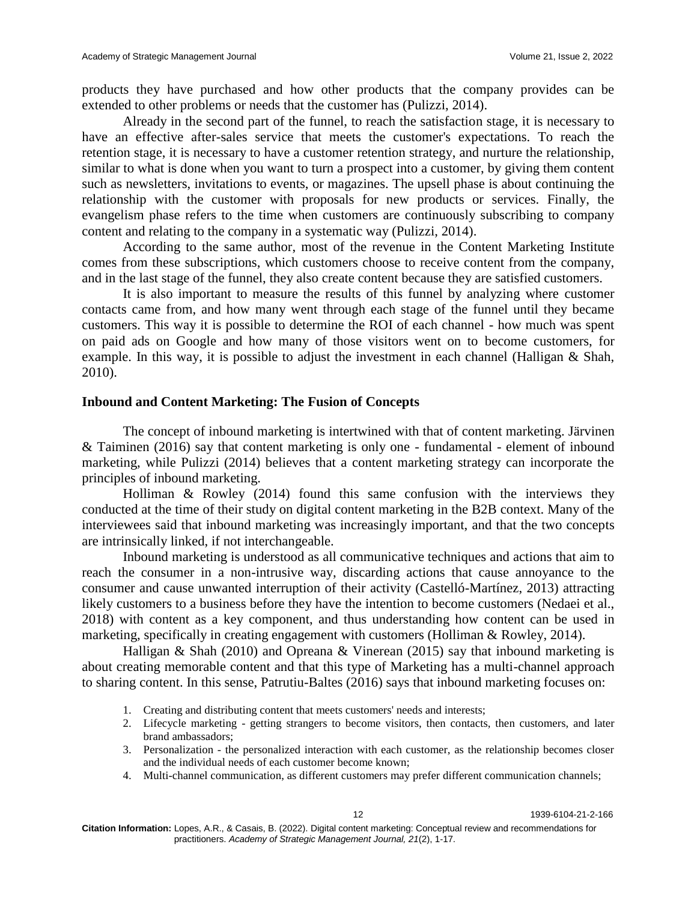products they have purchased and how other products that the company provides can be extended to other problems or needs that the customer has (Pulizzi, 2014).

Already in the second part of the funnel, to reach the satisfaction stage, it is necessary to have an effective after-sales service that meets the customer's expectations. To reach the retention stage, it is necessary to have a customer retention strategy, and nurture the relationship, similar to what is done when you want to turn a prospect into a customer, by giving them content such as newsletters, invitations to events, or magazines. The upsell phase is about continuing the relationship with the customer with proposals for new products or services. Finally, the evangelism phase refers to the time when customers are continuously subscribing to company content and relating to the company in a systematic way (Pulizzi, 2014).

According to the same author, most of the revenue in the Content Marketing Institute comes from these subscriptions, which customers choose to receive content from the company, and in the last stage of the funnel, they also create content because they are satisfied customers.

It is also important to measure the results of this funnel by analyzing where customer contacts came from, and how many went through each stage of the funnel until they became customers. This way it is possible to determine the ROI of each channel - how much was spent on paid ads on Google and how many of those visitors went on to become customers, for example. In this way, it is possible to adjust the investment in each channel (Halligan & Shah, 2010).

## Inbound and Content Marketing: The Fusion of Concepts

The concept of inbound marketing is intertwined with that of content marketing. Järvinen & Taiminen (2016) say that content marketing is only one - fundamental - element of inbound marketing, while Pulizzi (2014) believes that a content marketing strategy can incorporate the principles of inbound marketing.

Holliman & Rowley (2014) found this same confusion with the interviews they conducted at the time of their study on digital content marketing in the B2B context. Many of the interviewees said that inbound marketing was increasingly important, and that the two concepts are intrinsically linked, if not interchangeable.

Inbound marketing is understood as all communicative techniques and actions that aim to reach the consumer in a non-intrusive way, discarding actions that cause annoyance to the consumer and cause unwanted interruption of their activity (Castelló-Martínez, 2013) attracting likely customers to a business before they have the intention to become customers (Nedaei et al., 2018) with content as a key component, and thus understanding how content can be used in marketing, specifically in creating engagement with customers (Holliman & Rowley, 2014).

Halligan & Shah (2010) and Opreana & Vinerean (2015) say that inbound marketing is about creating memorable content and that this type of Marketing has a multi-channel approach to sharing content. In this sense, Patrutiu-Baltes (2016) says that inbound marketing focuses on:

1. Creating and distributing content that meets customers' needs and interests;
2. Lifecycle marketing - getting strangers to become visitors, then contacts, then customers, and later brand ambassadors;
3. Personalization - the personalized interaction with each customer, as the relationship becomes closer and the individual needs of each customer become known;
4. Multi-channel communication, as different customers may prefer different communication channels;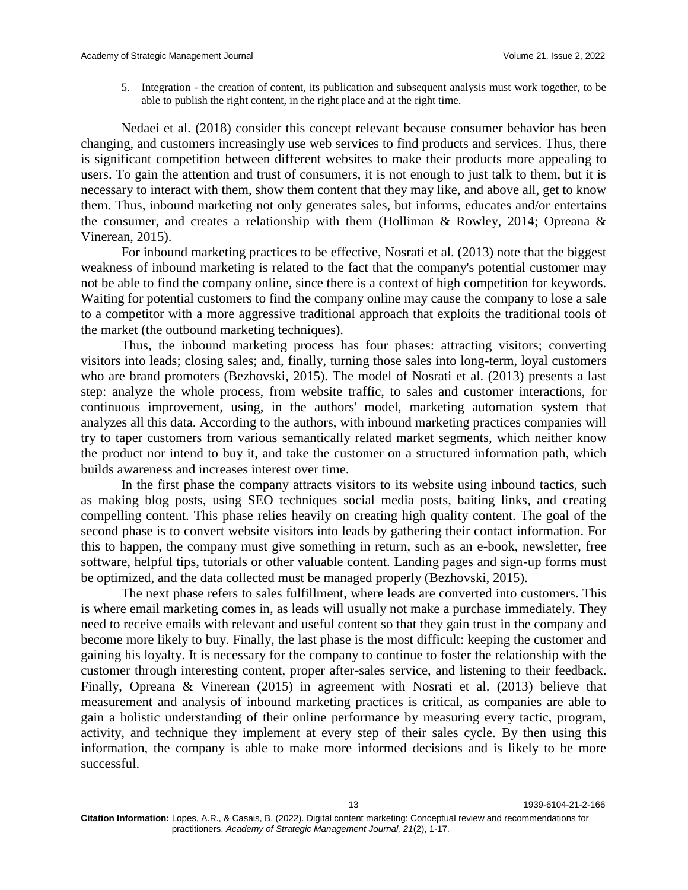5. Integration - the creation of content, its publication and subsequent analysis must work together, to be able to publish the right content, in the right place and at the right time.

Nedaei et al. (2018) consider this concept relevant because consumer behavior has been changing, and customers increasingly use web services to find products and services. Thus, there is significant competition between different websites to make their products more appealing to users. To gain the attention and trust of consumers, it is not enough to just talk to them, but it is necessary to interact with them, show them content that they may like, and above all, get to know them. Thus, inbound marketing not only generates sales, but informs, educates and/or entertains the consumer, and creates a relationship with them (Holliman & Rowley, 2014; Opreana & Vinerean, 2015).

For inbound marketing practices to be effective, Nosrati et al. (2013) note that the biggest weakness of inbound marketing is related to the fact that the company's potential customer may not be able to find the company online, since there is a context of high competition for keywords. Waiting for potential customers to find the company online may cause the company to lose a sale to a competitor with a more aggressive traditional approach that exploits the traditional tools of the market (the outbound marketing techniques).

Thus, the inbound marketing process has four phases: attracting visitors; converting visitors into leads; closing sales; and, finally, turning those sales into long-term, loyal customers who are brand promoters (Bezhovski, 2015). The model of Nosrati et al. (2013) presents a last step: analyze the whole process, from website traffic, to sales and customer interactions, for continuous improvement, using, in the authors' model, marketing automation system that analyzes all this data. According to the authors, with inbound marketing practices companies will try to taper customers from various semantically related market segments, which neither know the product nor intend to buy it, and take the customer on a structured information path, which builds awareness and increases interest over time.

In the first phase the company attracts visitors to its website using inbound tactics, such as making blog posts, using SEO techniques social media posts, baiting links, and creating compelling content. This phase relies heavily on creating high quality content. The goal of the second phase is to convert website visitors into leads by gathering their contact information. For this to happen, the company must give something in return, such as an e-book, newsletter, free software, helpful tips, tutorials or other valuable content. Landing pages and sign-up forms must be optimized, and the data collected must be managed properly (Bezhovski, 2015).

The next phase refers to sales fulfillment, where leads are converted into customers. This is where email marketing comes in, as leads will usually not make a purchase immediately. They need to receive emails with relevant and useful content so that they gain trust in the company and become more likely to buy. Finally, the last phase is the most difficult: keeping the customer and gaining his loyalty. It is necessary for the company to continue to foster the relationship with the customer through interesting content, proper after-sales service, and listening to their feedback. Finally, Opreana & Vinerean (2015) in agreement with Nosrati et al. (2013) believe that measurement and analysis of inbound marketing practices is critical, as companies are able to gain a holistic understanding of their online performance by measuring every tactic, program, activity, and technique they implement at every step of their sales cycle. By then using this information, the company is able to make more informed decisions and is likely to be more successful.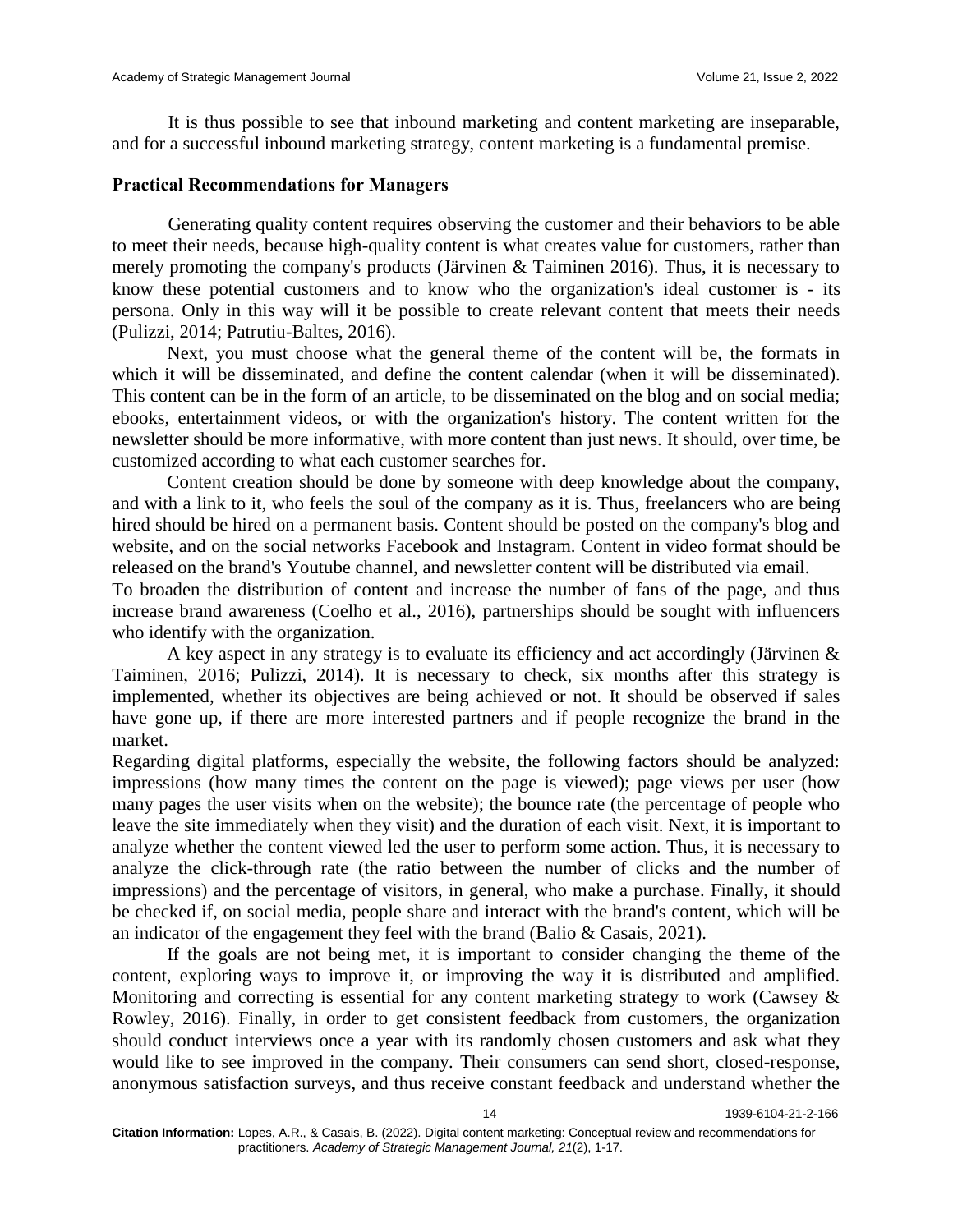It is thus possible to see that inbound marketing and content marketing are inseparable, and for a successful inbound marketing strategy, content marketing is a fundamental premise.

### Practical Recommendations for Managers

Generating quality content requires observing the customer and their behaviors to be able to meet their needs, because high-quality content is what creates value for customers, rather than merely promoting the company's products (Järvinen & Taiminen 2016). Thus, it is necessary to know these potential customers and to know who the organization's ideal customer is - its persona. Only in this way will it be possible to create relevant content that meets their needs (Pulizzi, 2014; Patrutiu-Baltes, 2016).

Next, you must choose what the general theme of the content will be, the formats in which it will be disseminated, and define the content calendar (when it will be disseminated). This content can be in the form of an article, to be disseminated on the blog and on social media; ebooks, entertainment videos, or with the organization's history. The content written for the newsletter should be more informative, with more content than just news. It should, over time, be customized according to what each customer searches for.

Content creation should be done by someone with deep knowledge about the company, and with a link to it, who feels the soul of the company as it is. Thus, freelancers who are being hired should be hired on a permanent basis. Content should be posted on the company's blog and website, and on the social networks Facebook and Instagram. Content in video format should be released on the brand's Youtube channel, and newsletter content will be distributed via email.

To broaden the distribution of content and increase the number of fans of the page, and thus increase brand awareness (Coelho et al., 2016), partnerships should be sought with influencers who identify with the organization.

A key aspect in any strategy is to evaluate its efficiency and act accordingly (Järvinen & Taiminen, 2016; Pulizzi, 2014). It is necessary to check, six months after this strategy is implemented, whether its objectives are being achieved or not. It should be observed if sales have gone up, if there are more interested partners and if people recognize the brand in the market.

Regarding digital platforms, especially the website, the following factors should be analyzed: impressions (how many times the content on the page is viewed); page views per user (how many pages the user visits when on the website); the bounce rate (the percentage of people who leave the site immediately when they visit) and the duration of each visit. Next, it is important to analyze whether the content viewed led the user to perform some action. Thus, it is necessary to analyze the click-through rate (the ratio between the number of clicks and the number of impressions) and the percentage of visitors, in general, who make a purchase. Finally, it should be checked if, on social media, people share and interact with the brand's content, which will be an indicator of the engagement they feel with the brand (Balio & Casais, 2021).

If the goals are not being met, it is important to consider changing the theme of the content, exploring ways to improve it, or improving the way it is distributed and amplified. Monitoring and correcting is essential for any content marketing strategy to work (Cawsey & Rowley, 2016). Finally, in order to get consistent feedback from customers, the organization should conduct interviews once a year with its randomly chosen customers and ask what they would like to see improved in the company. Their consumers can send short, closed-response, anonymous satisfaction surveys, and thus receive constant feedback and understand whether the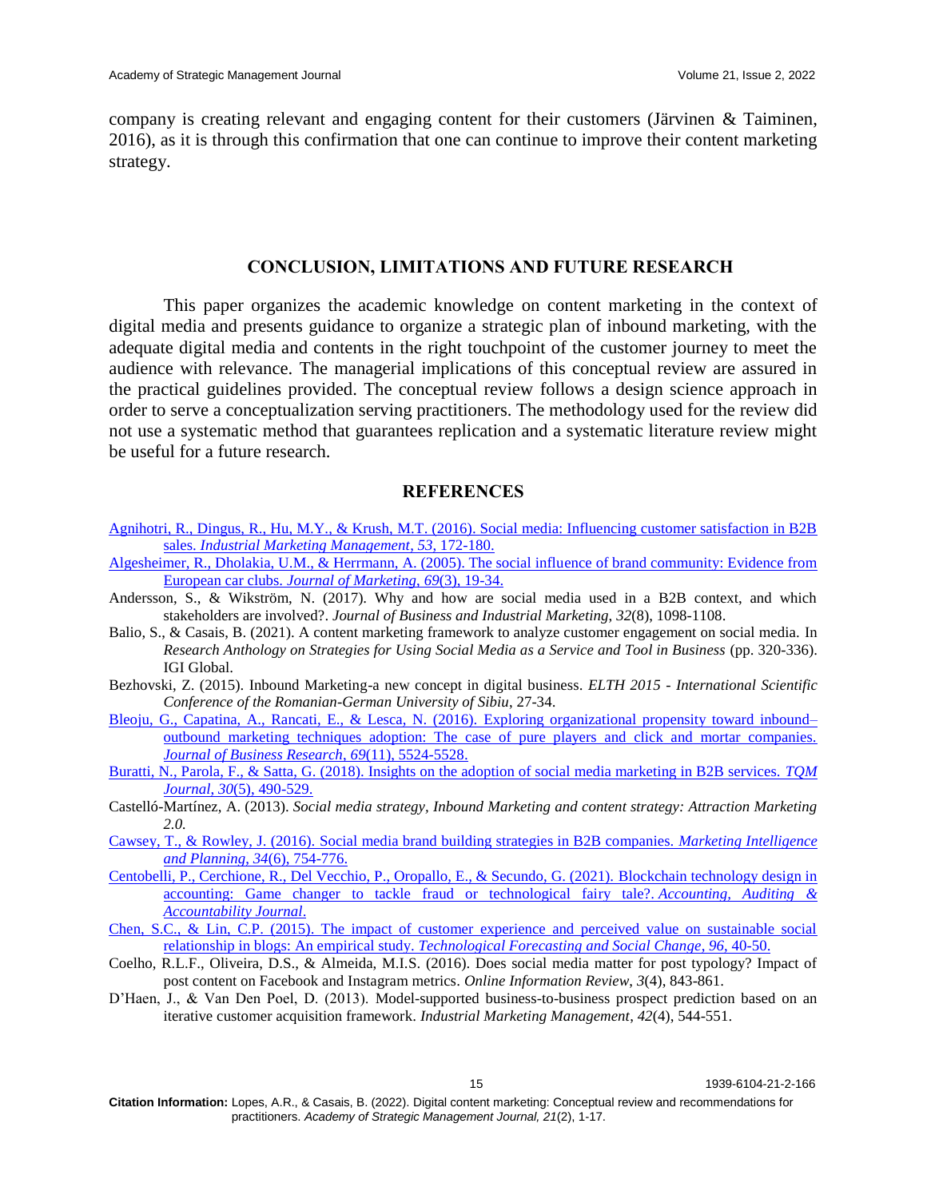company is creating relevant and engaging content for their customers (Järvinen & Taiminen, 2016), as it is through this confirmation that one can continue to improve their content marketing strategy.

## CONCLUSION, LIMITATIONS AND FUTURE RESEARCH

This paper organizes the academic knowledge on content marketing in the context of digital media and presents guidance to organize a strategic plan of inbound marketing, with the adequate digital media and contents in the right touchpoint of the customer journey to meet the audience with relevance. The managerial implications of this conceptual review are assured in the practical guidelines provided. The conceptual review follows a design science approach in order to serve a conceptualization serving practitioners. The methodology used for the review did not use a systematic method that guarantees replication and a systematic literature review might be useful for a future research.

## REFERENCES

Agnihotri, R., Dingus, R., Hu, M.Y., & Krush, M.T. (2016). Social media: Influencing customer satisfaction in B2B sales. *Industrial Marketing Management*, *53*, 172-180.

Algesheimer, R., Dholakia, U.M., & Herrmann, A. (2005). The social influence of brand community: Evidence from European car clubs. *Journal of Marketing*, *69*(3), 19-34.

Andersson, S., & Wikström, N. (2017). Why and how are social media used in a B2B context, and which stakeholders are involved?. *Journal of Business and Industrial Marketing, 32*(8), 1098-1108.

Balio, S., & Casais, B. (2021). A content marketing framework to analyze customer engagement on social media. In *Research Anthology on Strategies for Using Social Media as a Service and Tool in Business* (pp. 320-336). IGI Global.

Bezhovski, Z. (2015). Inbound Marketing-a new concept in digital business. *ELTH 2015 - International Scientific Conference of the Romanian-German University of Sibiu*, 27-34.

Bleoju, G., Capatina, A., Rancati, E., & Lesca, N. (2016). Exploring organizational propensity toward inbound–outbound marketing techniques adoption: The case of pure players and click and mortar companies. *Journal of Business Research*, *69*(11), 5524-5528.

Buratti, N., Parola, F., & Satta, G. (2018). Insights on the adoption of social media marketing in B2B services. *TQM Journal*, *30*(5), 490-529.

Castelló-Martínez, A. (2013). *Social media strategy, Inbound Marketing and content strategy: Attraction Marketing 2.0.*

Cawsey, T., & Rowley, J. (2016). Social media brand building strategies in B2B companies. *Marketing Intelligence and Planning*, *34*(6), 754-776.

Centobelli, P., Cerchione, R., Del Vecchio, P., Oropallo, E., & Secundo, G. (2021). Blockchain technology design in accounting: Game changer to tackle fraud or technological fairy tale?. *Accounting, Auditing & Accountability Journal*.

Chen, S.C., & Lin, C.P. (2015). The impact of customer experience and perceived value on sustainable social relationship in blogs: An empirical study. *Technological Forecasting and Social Change*, *96*, 40-50.

Coelho, R.L.F., Oliveira, D.S., & Almeida, M.I.S. (2016). Does social media matter for post typology? Impact of post content on Facebook and Instagram metrics. *Online Information Review, 3*(4), 843-861.

D'Haen, J., & Van Den Poel, D. (2013). Model-supported business-to-business prospect prediction based on an iterative customer acquisition framework. *Industrial Marketing Management*, *42*(4), 544-551.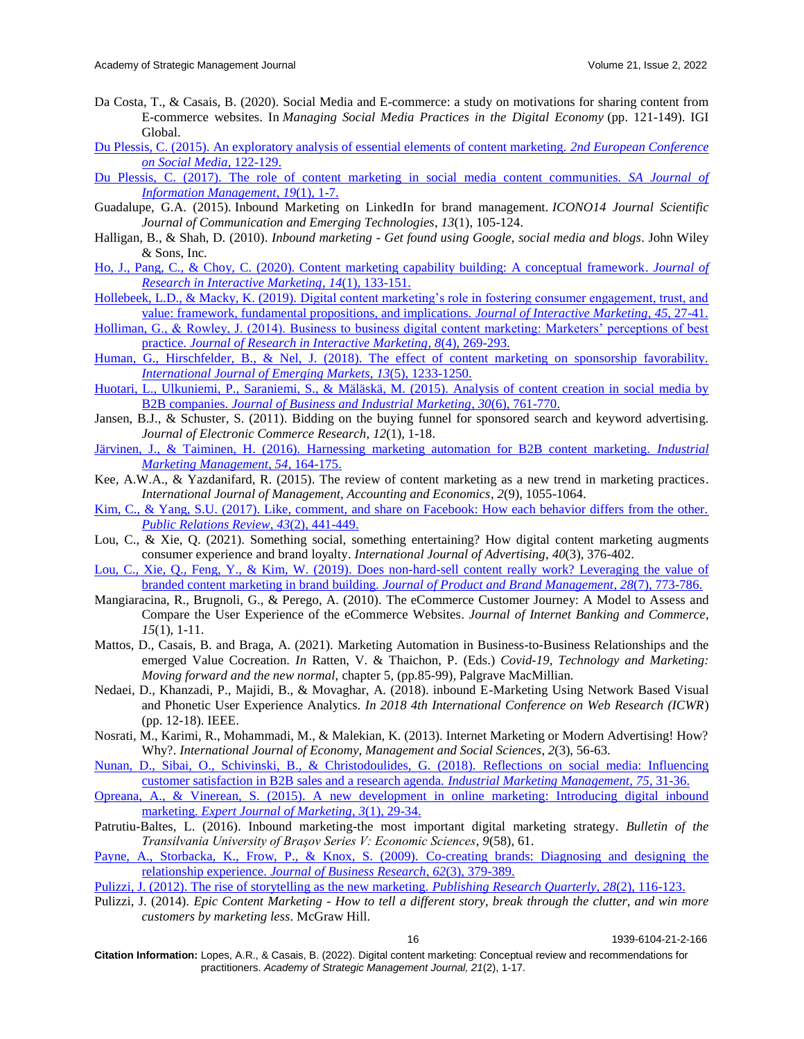Da Costa, T., & Casais, B. (2020). Social Media and E-commerce: a study on motivations for sharing content from E-commerce websites. In *Managing Social Media Practices in the Digital Economy* (pp. 121-149). IGI Global.

Du Plessis, C. (2015). An exploratory analysis of essential elements of content marketing. *2nd European Conference on Social Media*, 122-129.

Du Plessis, C. (2017). The role of content marketing in social media content communities. *SA Journal of Information Management*, *19*(1), 1-7.

Guadalupe, G.A. (2015). Inbound Marketing on LinkedIn for brand management. *ICONO14 Journal Scientific Journal of Communication and Emerging Technologies*, *13*(1), 105-124.

Halligan, B., & Shah, D. (2010). *Inbound marketing - Get found using Google, social media and blogs*. John Wiley & Sons, Inc.

Ho, J., Pang, C., & Choy, C. (2020). Content marketing capability building: A conceptual framework. *Journal of Research in Interactive Marketing*, *14*(1), 133-151.

Hollebeek, L.D., & Macky, K. (2019). Digital content marketing's role in fostering consumer engagement, trust, and value: framework, fundamental propositions, and implications. *Journal of Interactive Marketing*, *45*, 27-41.

Holliman, G., & Rowley, J. (2014). Business to business digital content marketing: Marketers' perceptions of best practice. *Journal of Research in Interactive Marketing*, *8*(4), 269-293.

Human, G., Hirschfelder, B., & Nel, J. (2018). The effect of content marketing on sponsorship favorability. *International Journal of Emerging Markets*, *13*(5), 1233-1250.

Huotari, L., Ulkuniemi, P., Saraniemi, S., & Mäläskä, M. (2015). Analysis of content creation in social media by B2B companies. *Journal of Business and Industrial Marketing*, *30*(6), 761-770.

Jansen, B.J., & Schuster, S. (2011). Bidding on the buying funnel for sponsored search and keyword advertising. *Journal of Electronic Commerce Research*, *12*(1), 1-18.

Järvinen, J., & Taiminen, H. (2016). Harnessing marketing automation for B2B content marketing. *Industrial Marketing Management*, *54*, 164-175.

Kee, A.W.A., & Yazdanifard, R. (2015). The review of content marketing as a new trend in marketing practices. *International Journal of Management, Accounting and Economics*, *2*(9), 1055-1064.

Kim, C., & Yang, S.U. (2017). Like, comment, and share on Facebook: How each behavior differs from the other. *Public Relations Review*, *43*(2), 441-449.

Lou, C., & Xie, Q. (2021). Something social, something entertaining? How digital content marketing augments consumer experience and brand loyalty. *International Journal of Advertising*, *40*(3), 376-402.

Lou, C., Xie, Q., Feng, Y., & Kim, W. (2019). Does non-hard-sell content really work? Leveraging the value of branded content marketing in brand building. *Journal of Product and Brand Management*, *28*(7), 773-786.

Mangiaracina, R., Brugnoli, G., & Perego, A. (2010). The eCommerce Customer Journey: A Model to Assess and Compare the User Experience of the eCommerce Websites. *Journal of Internet Banking and Commerce*, *15*(1), 1-11.

Mattos, D., Casais, B. and Braga, A. (2021). Marketing Automation in Business-to-Business Relationships and the emerged Value Cocreation. *In* Ratten, V. & Thaichon, P. (Eds.) *Covid-19, Technology and Marketing: Moving forward and the new normal,* chapter 5, (pp.85-99), Palgrave MacMillian.

Nedaei, D., Khanzadi, P., Majidi, B., & Movaghar, A. (2018). inbound E-Marketing Using Network Based Visual and Phonetic User Experience Analytics. *In 2018 4th International Conference on Web Research (ICWR*) (pp. 12-18). IEEE.

Nosrati, M., Karimi, R., Mohammadi, M., & Malekian, K. (2013). Internet Marketing or Modern Advertising! How? Why?. *International Journal of Economy, Management and Social Sciences*, *2*(3), 56-63.

Nunan, D., Sibai, O., Schivinski, B., & Christodoulides, G. (2018). Reflections on social media: Influencing customer satisfaction in B2B sales and a research agenda. *Industrial Marketing Management*, *75*, 31-36.

Opreana, A., & Vinerean, S. (2015). A new development in online marketing: Introducing digital inbound marketing. *Expert Journal of Marketing*, *3*(1), 29-34.

Patrutiu-Baltes, L. (2016). Inbound marketing-the most important digital marketing strategy. *Bulletin of the Transilvania University of Braşov Series V: Economic Sciences*, *9*(58), 61.

Payne, A., Storbacka, K., Frow, P., & Knox, S. (2009). Co-creating brands: Diagnosing and designing the relationship experience. *Journal of Business Research*, *62*(3), 379-389.

Pulizzi, J. (2012). The rise of storytelling as the new marketing. *Publishing Research Quarterly*, *28*(2), 116-123.

Pulizzi, J. (2014). *Epic Content Marketing - How to tell a different story, break through the clutter, and win more customers by marketing less*. McGraw Hill.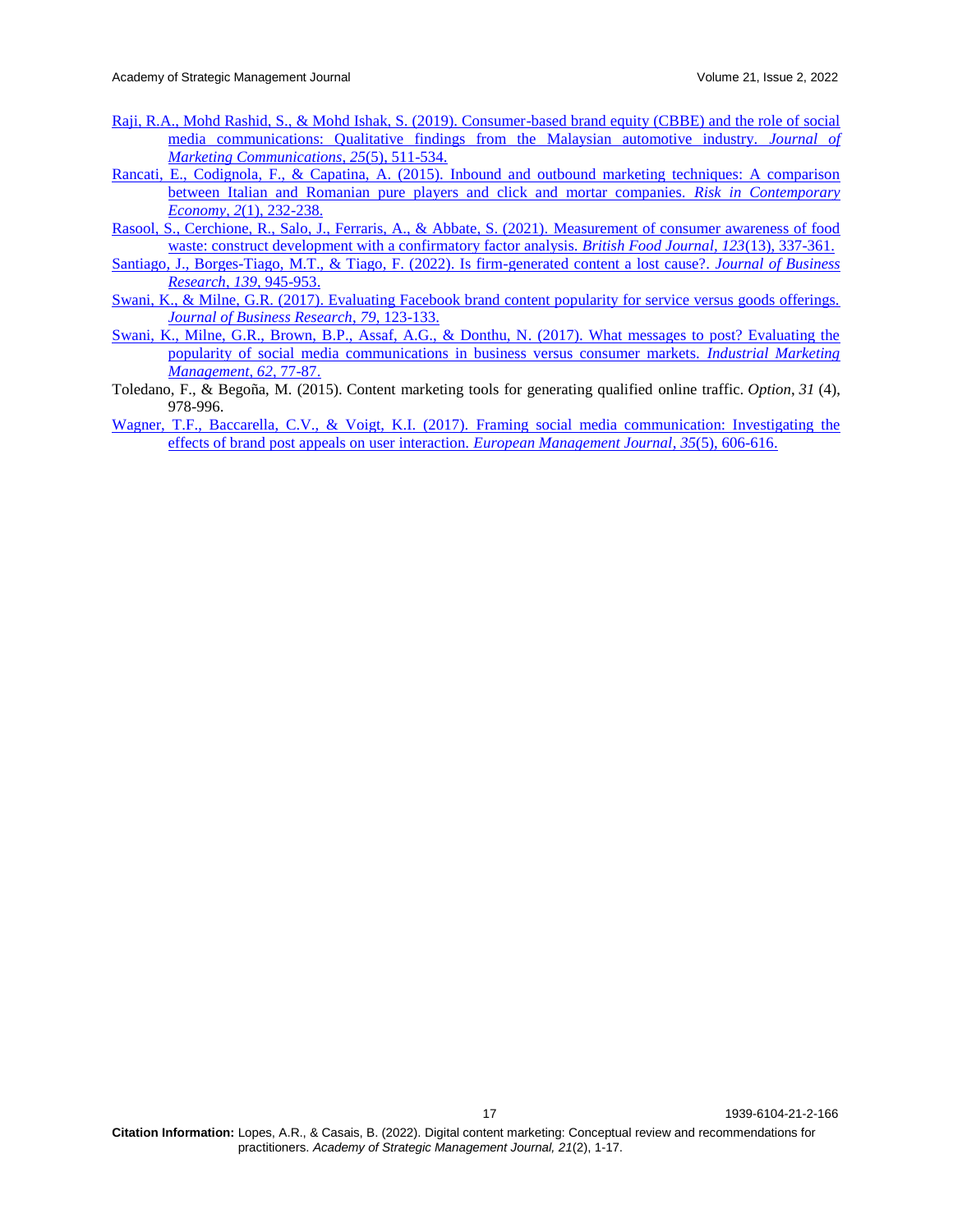Raji, R.A., Mohd Rashid, S., & Mohd Ishak, S. (2019). Consumer-based brand equity (CBBE) and the role of social media communications: Qualitative findings from the Malaysian automotive industry. *Journal of Marketing Communications*, *25*(5), 511-534.

Rancati, E., Codignola, F., & Capatina, A. (2015). Inbound and outbound marketing techniques: A comparison between Italian and Romanian pure players and click and mortar companies. *Risk in Contemporary Economy*, *2*(1), 232-238.

Rasool, S., Cerchione, R., Salo, J., Ferraris, A., & Abbate, S. (2021). Measurement of consumer awareness of food waste: construct development with a confirmatory factor analysis. *British Food Journal*, *123*(13), 337-361.

Santiago, J., Borges-Tiago, M.T., & Tiago, F. (2022). Is firm-generated content a lost cause?. *Journal of Business Research*, *139*, 945-953.

Swani, K., & Milne, G.R. (2017). Evaluating Facebook brand content popularity for service versus goods offerings. *Journal of Business Research*, *79*, 123-133.

Swani, K., Milne, G.R., Brown, B.P., Assaf, A.G., & Donthu, N. (2017). What messages to post? Evaluating the popularity of social media communications in business versus consumer markets. *Industrial Marketing Management*, *62*, 77-87.

Toledano, F., & Begoña, M. (2015). Content marketing tools for generating qualified online traffic. *Option*, *31* (4), 978-996.

Wagner, T.F., Baccarella, C.V., & Voigt, K.I. (2017). Framing social media communication: Investigating the effects of brand post appeals on user interaction. *European Management Journal*, *35*(5), 606-616.

**Citation Information:** Lopes, A.R., & Casais, B. (2022). Digital content marketing: Conceptual review and recommendations for practitioners. *Academy of Strategic Management Journal, 21*(2), 1-17.